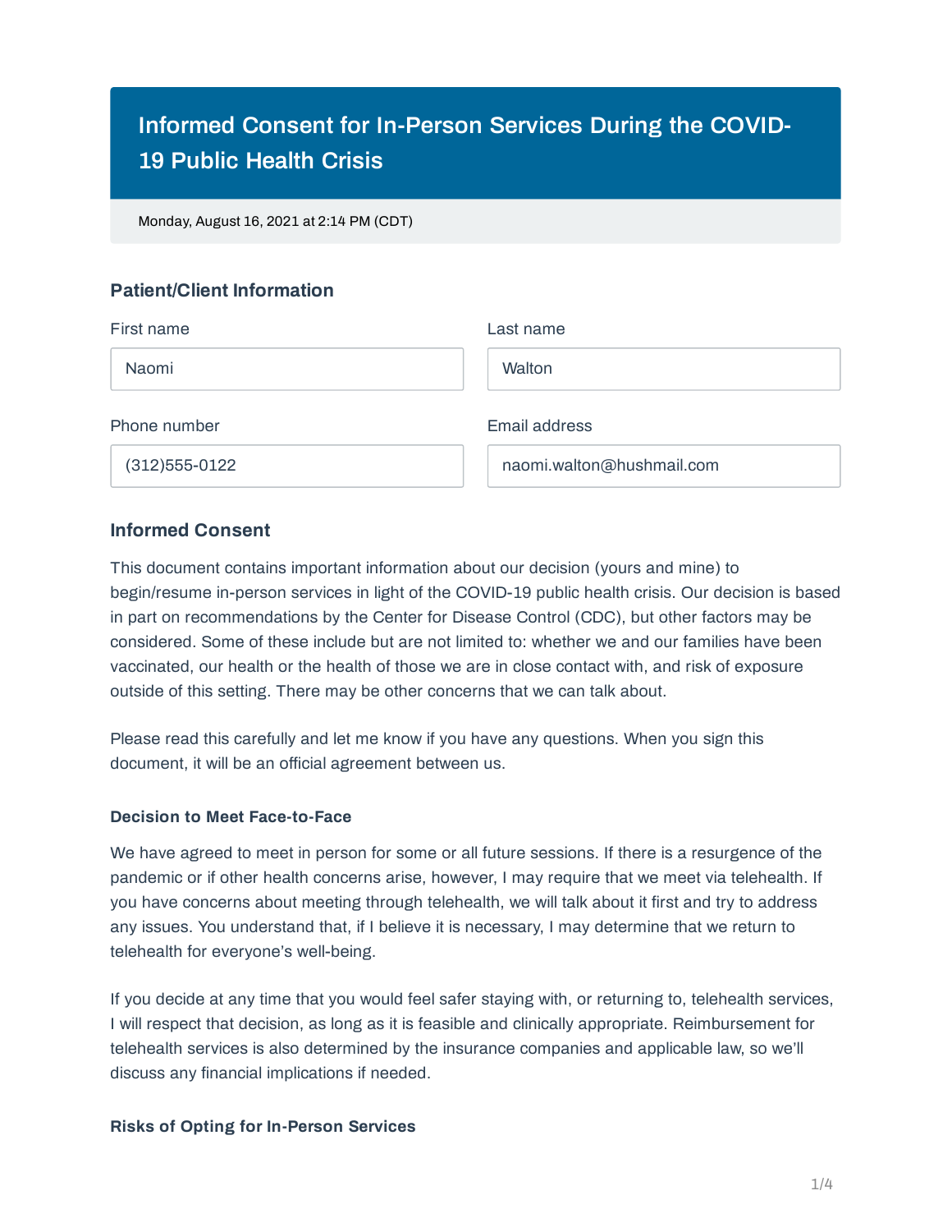# Informed Consent for In-Person Services During the COVID-19 Public Health Crisis

Monday, August 16, 2021 at 2:14 PM (CDT)

## Patient/Client Information

First name

Naomi

Last name

Walton

Phone number

(312)555-0122

Email address

naomi.walton@hushmail.com

## Informed Consent

This document contains important information about our decision (yours and mine) to begin/resume in-person services in light of the COVID-19 public health crisis. Our decision is based in part on recommendations by the Center for Disease Control (CDC), but other factors may be considered. Some of these include but are not limited to: whether we and our families have been vaccinated, our health or the health of those we are in close contact with, and risk of exposure outside of this setting. There may be other concerns that we can talk about.

Please read this carefully and let me know if you have any questions. When you sign this document, it will be an official agreement between us.

### Decision to Meet Face-to-Face

We have agreed to meet in person for some or all future sessions. If there is a resurgence of the pandemic or if other health concerns arise, however, I may require that we meet via telehealth. If you have concerns about meeting through telehealth, we will talk about it first and try to address any issues. You understand that, if I believe it is necessary, I may determine that we return to telehealth for everyone's well-being.

If you decide at any time that you would feel safer staying with, or returning to, telehealth services, I will respect that decision, as long as it is feasible and clinically appropriate. Reimbursement for telehealth services is also determined by the insurance companies and applicable law, so we'll discuss any financial implications if needed.

### Risks of Opting for In-Person Services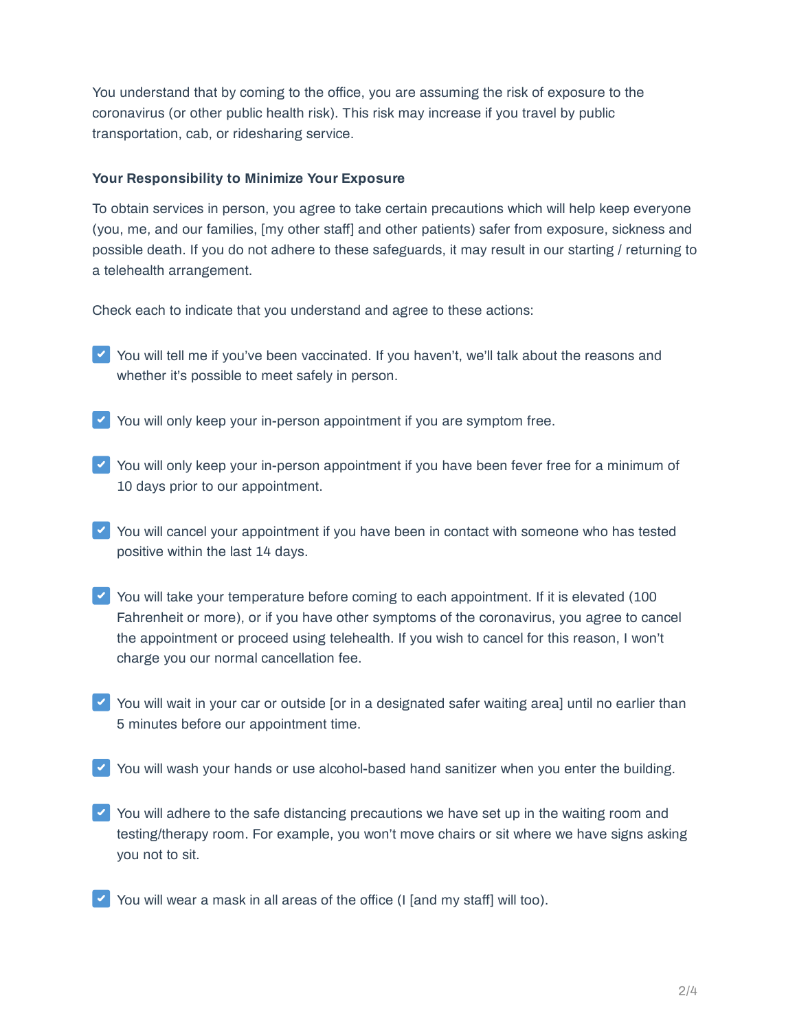You understand that by coming to the office, you are assuming the risk of exposure to the coronavirus (or other public health risk). This risk may increase if you travel by public transportation, cab, or ridesharing service.

**Your Responsibility to Minimize Your Exposure**

To obtain services in person, you agree to take certain precautions which will help keep everyone (you, me, and our families, [my other staff] and other patients) safer from exposure, sickness and possible death. If you do not adhere to these safeguards, it may result in our starting / returning to a telehealth arrangement.

Check each to indicate that you understand and agree to these actions:

- [x] You will tell me if you've been vaccinated. If you haven't, we'll talk about the reasons and whether it's possible to meet safely in person.
- [x] You will only keep your in-person appointment if you are symptom free.
- [x] You will only keep your in-person appointment if you have been fever free for a minimum of 10 days prior to our appointment.
- [x] You will cancel your appointment if you have been in contact with someone who has tested positive within the last 14 days.
- [x] You will take your temperature before coming to each appointment. If it is elevated (100 Fahrenheit or more), or if you have other symptoms of the coronavirus, you agree to cancel the appointment or proceed using telehealth. If you wish to cancel for this reason, I won't charge you our normal cancellation fee.
- [x] You will wait in your car or outside [or in a designated safer waiting area] until no earlier than 5 minutes before our appointment time.
- [x] You will wash your hands or use alcohol-based hand sanitizer when you enter the building.
- [x] You will adhere to the safe distancing precautions we have set up in the waiting room and testing/therapy room. For example, you won't move chairs or sit where we have signs asking you not to sit.
- [x] You will wear a mask in all areas of the office (I [and my staff] will too).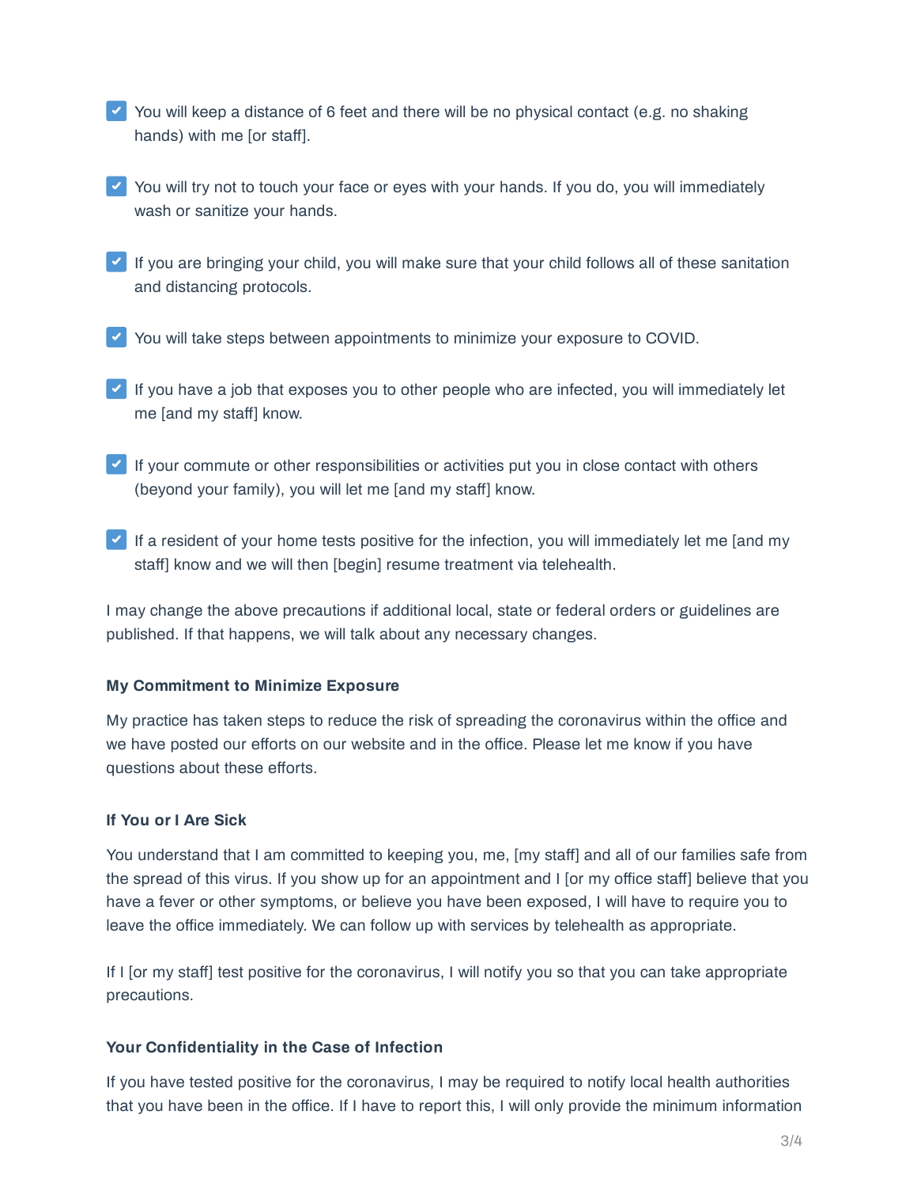- [x] You will keep a distance of 6 feet and there will be no physical contact (e.g. no shaking hands) with me [or staff].
- [x] You will try not to touch your face or eyes with your hands. If you do, you will immediately wash or sanitize your hands.
- [x] If you are bringing your child, you will make sure that your child follows all of these sanitation and distancing protocols.
- [x] You will take steps between appointments to minimize your exposure to COVID.
- [x] If you have a job that exposes you to other people who are infected, you will immediately let me [and my staff] know.
- [x] If your commute or other responsibilities or activities put you in close contact with others (beyond your family), you will let me [and my staff] know.
- [x] If a resident of your home tests positive for the infection, you will immediately let me [and my staff] know and we will then [begin] resume treatment via telehealth.

I may change the above precautions if additional local, state or federal orders or guidelines are published. If that happens, we will talk about any necessary changes.

**My Commitment to Minimize Exposure**

My practice has taken steps to reduce the risk of spreading the coronavirus within the office and we have posted our efforts on our website and in the office. Please let me know if you have questions about these efforts.

**If You or I Are Sick**

You understand that I am committed to keeping you, me, [my staff] and all of our families safe from the spread of this virus. If you show up for an appointment and I [or my office staff] believe that you have a fever or other symptoms, or believe you have been exposed, I will have to require you to leave the office immediately. We can follow up with services by telehealth as appropriate.

If I [or my staff] test positive for the coronavirus, I will notify you so that you can take appropriate precautions.

**Your Confidentiality in the Case of Infection**

If you have tested positive for the coronavirus, I may be required to notify local health authorities that you have been in the office. If I have to report this, I will only provide the minimum information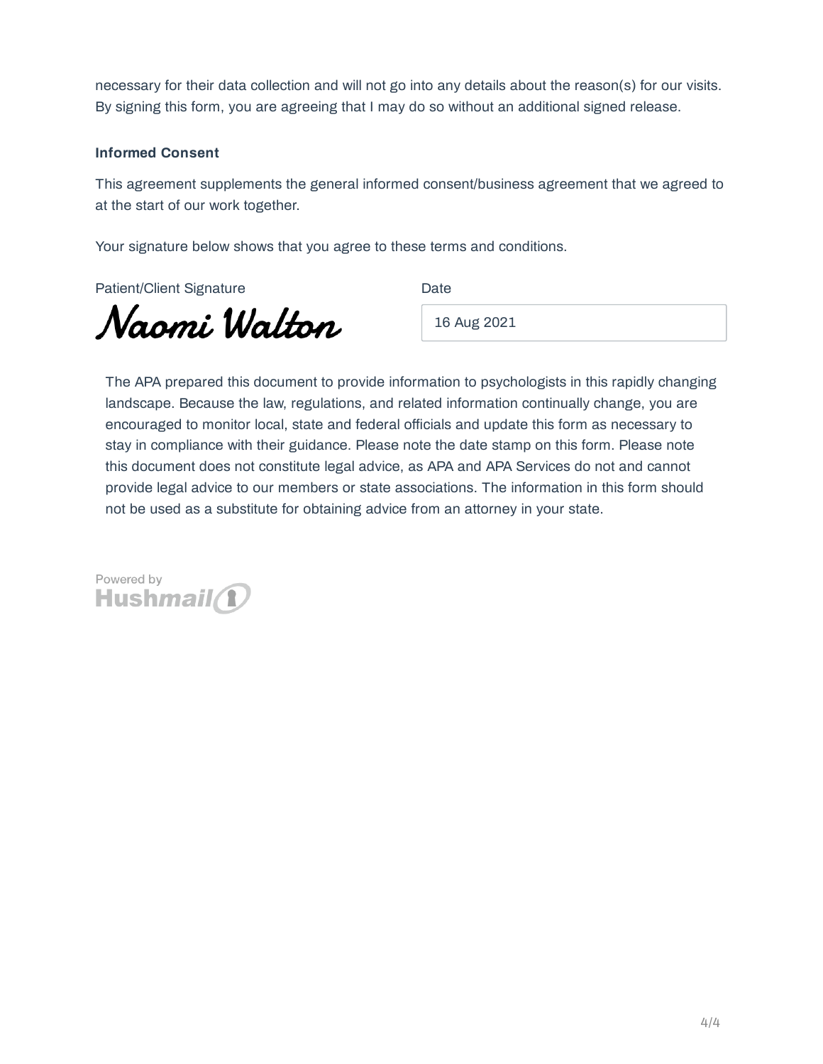necessary for their data collection and will not go into any details about the reason(s) for our visits. By signing this form, you are agreeing that I may do so without an additional signed release.

**Informed Consent**

This agreement supplements the general informed consent/business agreement that we agreed to at the start of our work together.

Your signature below shows that you agree to these terms and conditions.

| Patient/Client Signature | Date |
| --- | --- |
| Naomi Walton | 16 Aug 2021 |

The APA prepared this document to provide information to psychologists in this rapidly changing landscape. Because the law, regulations, and related information continually change, you are encouraged to monitor local, state and federal officials and update this form as necessary to stay in compliance with their guidance. Please note the date stamp on this form. Please note this document does not constitute legal advice, as APA and APA Services do not and cannot provide legal advice to our members or state associations. The information in this form should not be used as a substitute for obtaining advice from an attorney in your state.

Powered by Hushmail